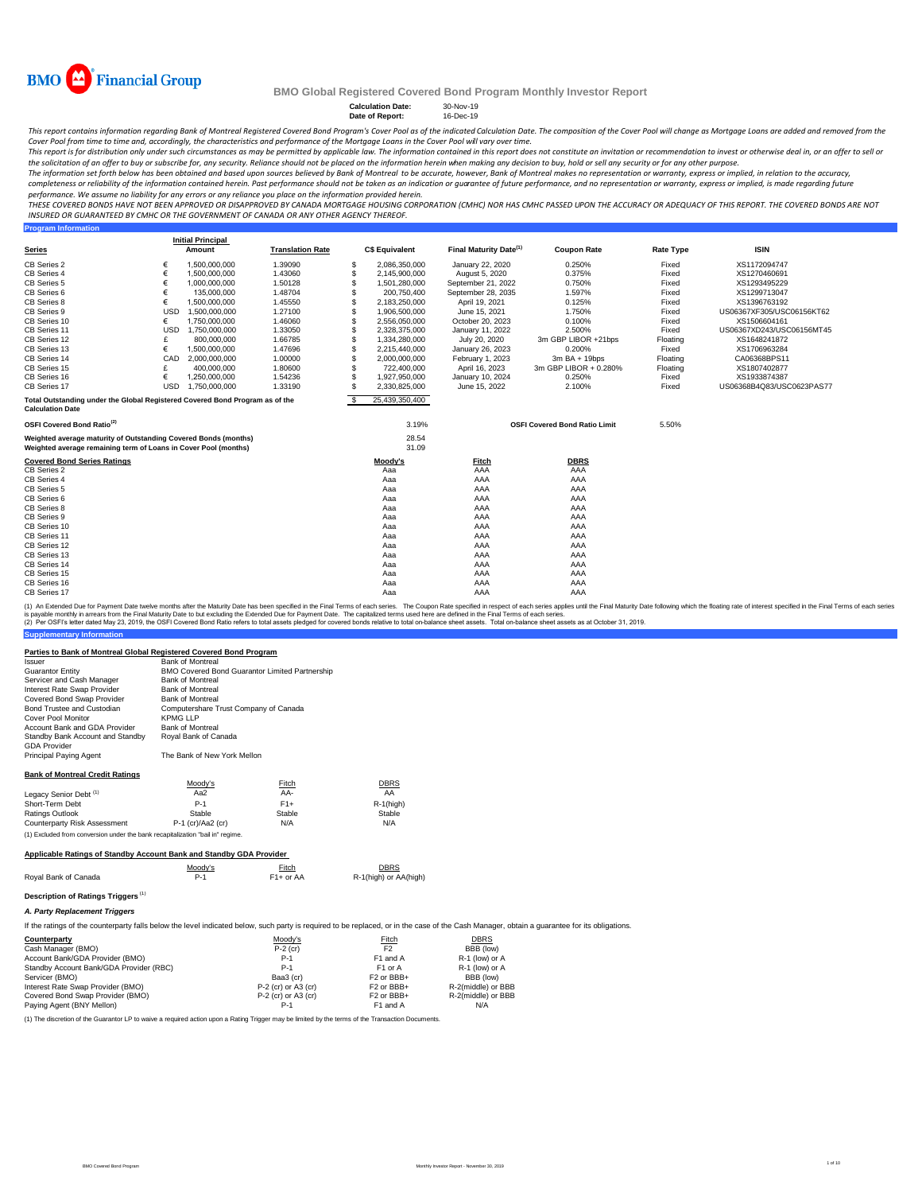BMO Financial Group

# BMO Global Registered Covered Bond Program Monthly Investor Report

**Calculation Date:** 30-Nov-19
**Date of Report:** 16-Dec-19

*This report contains information regarding Bank of Montreal Registered Covered Bond Program's Cover Pool as of the indicated Calculation Date. The composition of the Cover Pool will change as Mortgage Loans are added and removed from the Cover Pool from time to time and, accordingly, the characteristics and performance of the Mortgage Loans in the Cover Pool will vary over time.*

*This report is for distribution only under such circumstances as may be permitted by applicable law. The information contained in this report does not constitute an invitation or recommendation to invest or otherwise deal in, or an offer to sell or the solicitation of an offer to buy or subscribe for, any security. Reliance should not be placed on the information herein when making any decision to buy, hold or sell any security or for any other purpose.*

*The information set forth below has been obtained and based upon sources believed by Bank of Montreal to be accurate, however, Bank of Montreal makes no representation or warranty, express or implied, in relation to the accuracy, completeness or reliability of the information contained herein. Past performance should not be taken as an indication or guarantee of future performance, and no representation or warranty, express or implied, is made regarding future performance. We assume no liability for any errors or any reliance you place on the information provided herein.*

*THESE COVERED BONDS HAVE NOT BEEN APPROVED OR DISAPPROVED BY CANADA MORTGAGE HOUSING CORPORATION (CMHC) NOR HAS CMHC PASSED UPON THE ACCURACY OR ADEQUACY OF THIS REPORT. THE COVERED BONDS ARE NOT INSURED OR GUARANTEED BY CMHC OR THE GOVERNMENT OF CANADA OR ANY OTHER AGENCY THEREOF.*

## Program Information

| Series | | Initial Principal Amount | Translation Rate | | C$ Equivalent | Final Maturity Date[1] | Coupon Rate | Rate Type | ISIN |
|---|---|---|---|---|---|---|---|---|---|
| CB Series 2 | € | 1,500,000,000 | 1.39090 | $ | 2,086,350,000 | January 22, 2020 | 0.250% | Fixed | XS1172094747 |
| CB Series 4 | € | 1,500,000,000 | 1.43060 | $ | 2,145,900,000 | August 5, 2020 | 0.375% | Fixed | XS1270460691 |
| CB Series 5 | € | 1,000,000,000 | 1.50128 | $ | 1,501,280,000 | September 21, 2022 | 0.750% | Fixed | XS1293495229 |
| CB Series 6 | € | 135,000,000 | 1.48704 | $ | 200,750,400 | September 28, 2035 | 1.597% | Fixed | XS1299713047 |
| CB Series 8 | € | 1,500,000,000 | 1.45550 | $ | 2,183,250,000 | April 19, 2021 | 0.125% | Fixed | XS1396763192 |
| CB Series 9 | USD | 1,500,000,000 | 1.27100 | $ | 1,906,500,000 | June 15, 2021 | 1.750% | Fixed | US06367XF305/USC06156KT62 |
| CB Series 10 | € | 1,750,000,000 | 1.46060 | $ | 2,556,050,000 | October 20, 2023 | 0.100% | Fixed | XS1506604161 |
| CB Series 11 | USD | 1,750,000,000 | 1.33050 | $ | 2,328,375,000 | January 11, 2022 | 2.500% | Fixed | US06367XD243/USC06156MT45 |
| CB Series 12 | £ | 800,000,000 | 1.66785 | $ | 1,334,280,000 | July 20, 2020 | 3m GBP LIBOR +21bps | Floating | XS1648241872 |
| CB Series 13 | € | 1,500,000,000 | 1.47696 | $ | 2,215,440,000 | January 26, 2023 | 0.200% | Fixed | XS1706963284 |
| CB Series 14 | CAD | 2,000,000,000 | 1.00000 | $ | 2,000,000,000 | February 1, 2023 | 3m BA + 19bps | Floating | CA06368BPS11 |
| CB Series 15 | £ | 400,000,000 | 1.80600 | $ | 722,400,000 | April 16, 2023 | 3m GBP LIBOR + 0.280% | Floating | XS1807402877 |
| CB Series 16 | € | 1,250,000,000 | 1.54236 | $ | 1,927,950,000 | January 10, 2024 | 0.250% | Fixed | XS1933874387 |
| CB Series 17 | USD | 1,750,000,000 | 1.33190 | $ | 2,330,825,000 | June 15, 2022 | 2.100% | Fixed | US06368B4Q83/USC0623PAS77 |
| **Total Outstanding under the Global Registered Covered Bond Program as of the Calculation Date** | | | | $ | 25,439,350,400 | | | | |

| | | | |
|---|---|---|---|
| **OSFI Covered Bond Ratio[2]** | 3.19% | **OSFI Covered Bond Ratio Limit** | 5.50% |
| **Weighted average maturity of Outstanding Covered Bonds (months)** | 28.54 | | |
| **Weighted average remaining term of Loans in Cover Pool (months)** | 31.09 | | |

| Covered Bond Series Ratings | Moody's | Fitch | DBRS |
|---|---|---|---|
| CB Series 2 | Aaa | AAA | AAA |
| CB Series 4 | Aaa | AAA | AAA |
| CB Series 5 | Aaa | AAA | AAA |
| CB Series 6 | Aaa | AAA | AAA |
| CB Series 8 | Aaa | AAA | AAA |
| CB Series 9 | Aaa | AAA | AAA |
| CB Series 10 | Aaa | AAA | AAA |
| CB Series 11 | Aaa | AAA | AAA |
| CB Series 12 | Aaa | AAA | AAA |
| CB Series 13 | Aaa | AAA | AAA |
| CB Series 14 | Aaa | AAA | AAA |
| CB Series 15 | Aaa | AAA | AAA |
| CB Series 16 | Aaa | AAA | AAA |
| CB Series 17 | Aaa | AAA | AAA |

(1) An Extended Due for Payment Date twelve months after the Maturity Date has been specified in the Final Terms of each series. The Coupon Rate specified in respect of each series applies until the Final Maturity Date following which the floating rate of interest specified in the Final Terms of each series is payable monthly in arrears from the Final Maturity Date to but excluding the Extended Due for Payment Date. The capitalized terms used here are defined in the Final Terms of each series.
(2) Per OSFI's letter dated May 23, 2019, the OSFI Covered Bond Ratio refers to total assets pledged for covered bonds relative to total on-balance sheet assets. Total on-balance sheet assets as at October 31, 2019.

## Supplementary Information

### Parties to Bank of Montreal Global Registered Covered Bond Program

| | |
|---|---|
| Issuer | Bank of Montreal |
| Guarantor Entity | BMO Covered Bond Guarantor Limited Partnership |
| Servicer and Cash Manager | Bank of Montreal |
| Interest Rate Swap Provider | Bank of Montreal |
| Covered Bond Swap Provider | Bank of Montreal |
| Bond Trustee and Custodian | Computershare Trust Company of Canada |
| Cover Pool Monitor | KPMG LLP |
| Account Bank and GDA Provider | Bank of Montreal |
| Standby Bank Account and Standby GDA Provider | Royal Bank of Canada |
| Principal Paying Agent | The Bank of New York Mellon |

### Bank of Montreal Credit Ratings

| | Moody's | Fitch | DBRS |
|---|---|---|---|
| Legacy Senior Debt [1] | Aa2 | AA- | AA |
| Short-Term Debt | P-1 | F1+ | R-1(high) |
| Ratings Outlook | Stable | Stable | Stable |
| Counterparty Risk Assessment | P-1 (cr)/Aa2 (cr) | N/A | N/A |

(1) Excluded from conversion under the bank recapitalization "bail in" regime.

### Applicable Ratings of Standby Account Bank and Standby GDA Provider

| | Moody's | Fitch | DBRS |
|---|---|---|---|
| Royal Bank of Canada | P-1 | F1+ or AA | R-1(high) or AA(high) |

### Description of Ratings Triggers [1]

*A. Party Replacement Triggers*

If the ratings of the counterparty falls below the level indicated below, such party is required to be replaced, or in the case of the Cash Manager, obtain a guarantee for its obligations.

| Counterparty | Moody's | Fitch | DBRS |
|---|---|---|---|
| Cash Manager (BMO) | P-2 (cr) | F2 | BBB (low) |
| Account Bank/GDA Provider (BMO) | P-1 | F1 and A | R-1 (low) or A |
| Standby Account Bank/GDA Provider (RBC) | P-1 | F1 or A | R-1 (low) or A |
| Servicer (BMO) | Baa3 (cr) | F2 or BBB+ | BBB (low) |
| Interest Rate Swap Provider (BMO) | P-2 (cr) or A3 (cr) | F2 or BBB+ | R-2(middle) or BBB |
| Covered Bond Swap Provider (BMO) | P-2 (cr) or A3 (cr) | F2 or BBB+ | R-2(middle) or BBB |
| Paying Agent (BNY Mellon) | P-1 | F1 and A | N/A |

(1) The discretion of the Guarantor LP to waive a required action upon a Rating Trigger may be limited by the terms of the Transaction Documents.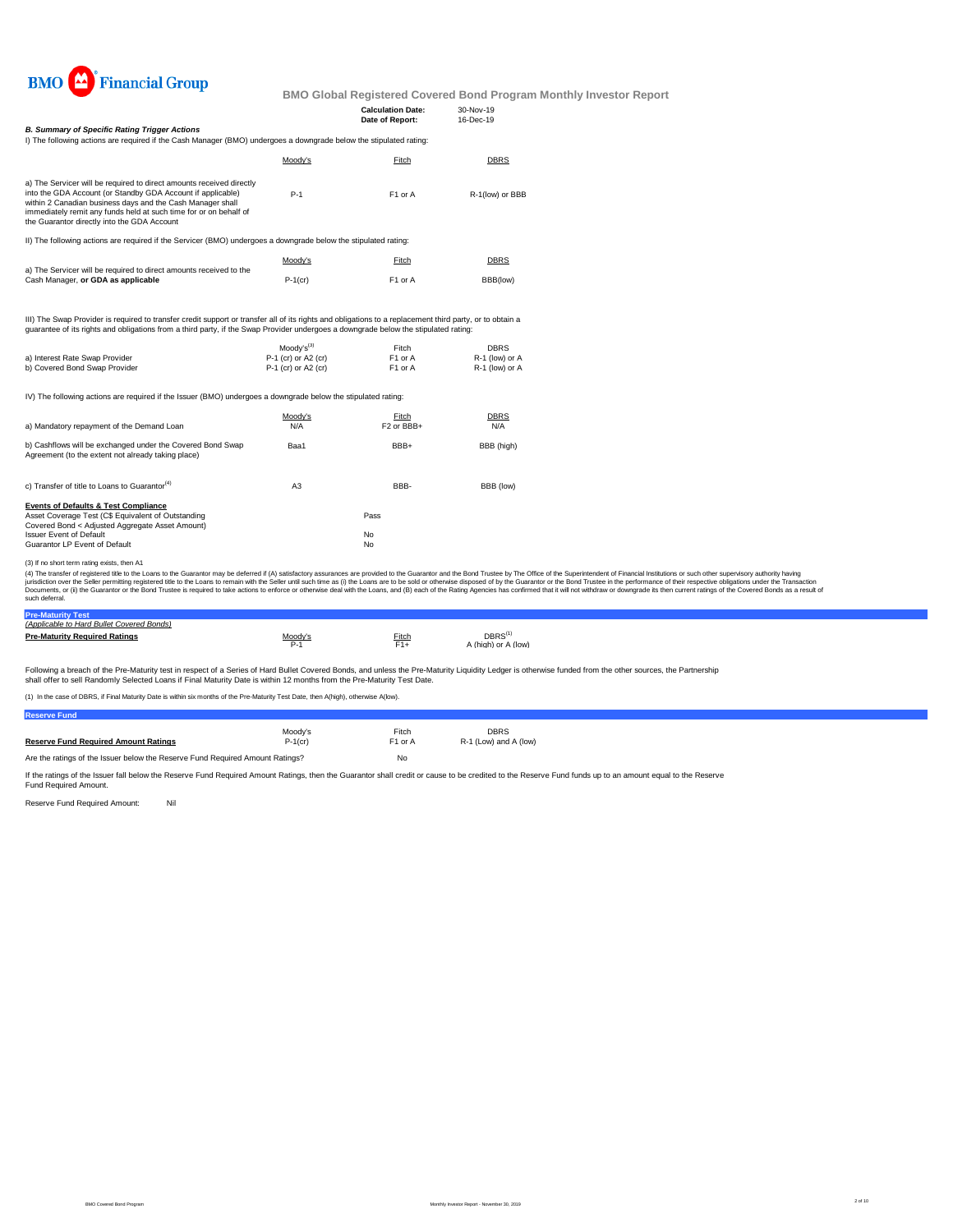BMO Financial Group

# BMO Global Registered Covered Bond Program Monthly Investor Report

**Calculation Date:** 30-Nov-19
**Date of Report:** 16-Dec-19

### *B. Summary of Specific Rating Trigger Actions*

I) The following actions are required if the Cash Manager (BMO) undergoes a downgrade below the stipulated rating:

| | Moody's | Fitch | DBRS |
|---|---|---|---|
| a) The Servicer will be required to direct amounts received directly into the GDA Account (or Standby GDA Account if applicable) within 2 Canadian business days and the Cash Manager shall immediately remit any funds held at such time for or on behalf of the Guarantor directly into the GDA Account | P-1 | F1 or A | R-1(low) or BBB |

II) The following actions are required if the Servicer (BMO) undergoes a downgrade below the stipulated rating:

| | Moody's | Fitch | DBRS |
|---|---|---|---|
| a) The Servicer will be required to direct amounts received to the Cash Manager, **or GDA as applicable** | P-1(cr) | F1 or A | BBB(low) |

III) The Swap Provider is required to transfer credit support or transfer all of its rights and obligations to a replacement third party, or to obtain a guarantee of its rights and obligations from a third party, if the Swap Provider undergoes a downgrade below the stipulated rating:

| | Moody's[3] | Fitch | DBRS |
|---|---|---|---|
| a) Interest Rate Swap Provider | P-1 (cr) or A2 (cr) | F1 or A | R-1 (low) or A |
| b) Covered Bond Swap Provider | P-1 (cr) or A2 (cr) | F1 or A | R-1 (low) or A |

IV) The following actions are required if the Issuer (BMO) undergoes a downgrade below the stipulated rating:

| | Moody's | Fitch | DBRS |
|---|---|---|---|
| a) Mandatory repayment of the Demand Loan | N/A | F2 or BBB+ | N/A |
| b) Cashflows will be exchanged under the Covered Bond Swap Agreement (to the extent not already taking place) | Baa1 | BBB+ | BBB (high) |
| c) Transfer of title to Loans to Guarantor[4] | A3 | BBB- | BBB (low) |

**Events of Defaults & Test Compliance**

| | |
|---|---|
| Asset Coverage Test (C$ Equivalent of Outstanding Covered Bond < Adjusted Aggregate Asset Amount) | Pass |
| Issuer Event of Default | No |
| Guarantor LP Event of Default | No |

(3) If no short term rating exists, then A1

(4) The transfer of registered title to the Loans to the Guarantor may be deferred if (A) satisfactory assurances are provided to the Guarantor and the Bond Trustee by The Office of the Superintendent of Financial Institutions or such other supervisory authority having jurisdiction over the Seller permitting registered title to the Loans to remain with the Seller until such time as (i) the Loans are to be sold or otherwise disposed of by the Guarantor or the Bond Trustee in the performance of their respective obligations under the Transaction Documents, or (ii) the Guarantor or the Bond Trustee is required to take actions to enforce or otherwise deal with the Loans, and (B) each of the Rating Agencies has confirmed that it will not withdraw or downgrade its then current ratings of the Covered Bonds as a result of such deferral.

## Pre-Maturity Test

*(Applicable to Hard Bullet Covered Bonds)*

| **Pre-Maturity Required Ratings** | Moody's | Fitch | DBRS[1] |
|---|---|---|---|
| | P-1 | F1+ | A (high) or A (low) |

Following a breach of the Pre-Maturity test in respect of a Series of Hard Bullet Covered Bonds, and unless the Pre-Maturity Liquidity Ledger is otherwise funded from the other sources, the Partnership shall offer to sell Randomly Selected Loans if Final Maturity Date is within 12 months from the Pre-Maturity Test Date.

(1) In the case of DBRS, if Final Maturity Date is within six months of the Pre-Maturity Test Date, then A(high), otherwise A(low).

## Reserve Fund

| | Moody's | Fitch | DBRS |
|---|---|---|---|
| **Reserve Fund Required Amount Ratings** | P-1(cr) | F1 or A | R-1 (Low) and A (low) |

Are the ratings of the Issuer below the Reserve Fund Required Amount Ratings? No

If the ratings of the Issuer fall below the Reserve Fund Required Amount Ratings, then the Guarantor shall credit or cause to be credited to the Reserve Fund funds up to an amount equal to the Reserve Fund Required Amount.

Reserve Fund Required Amount: Nil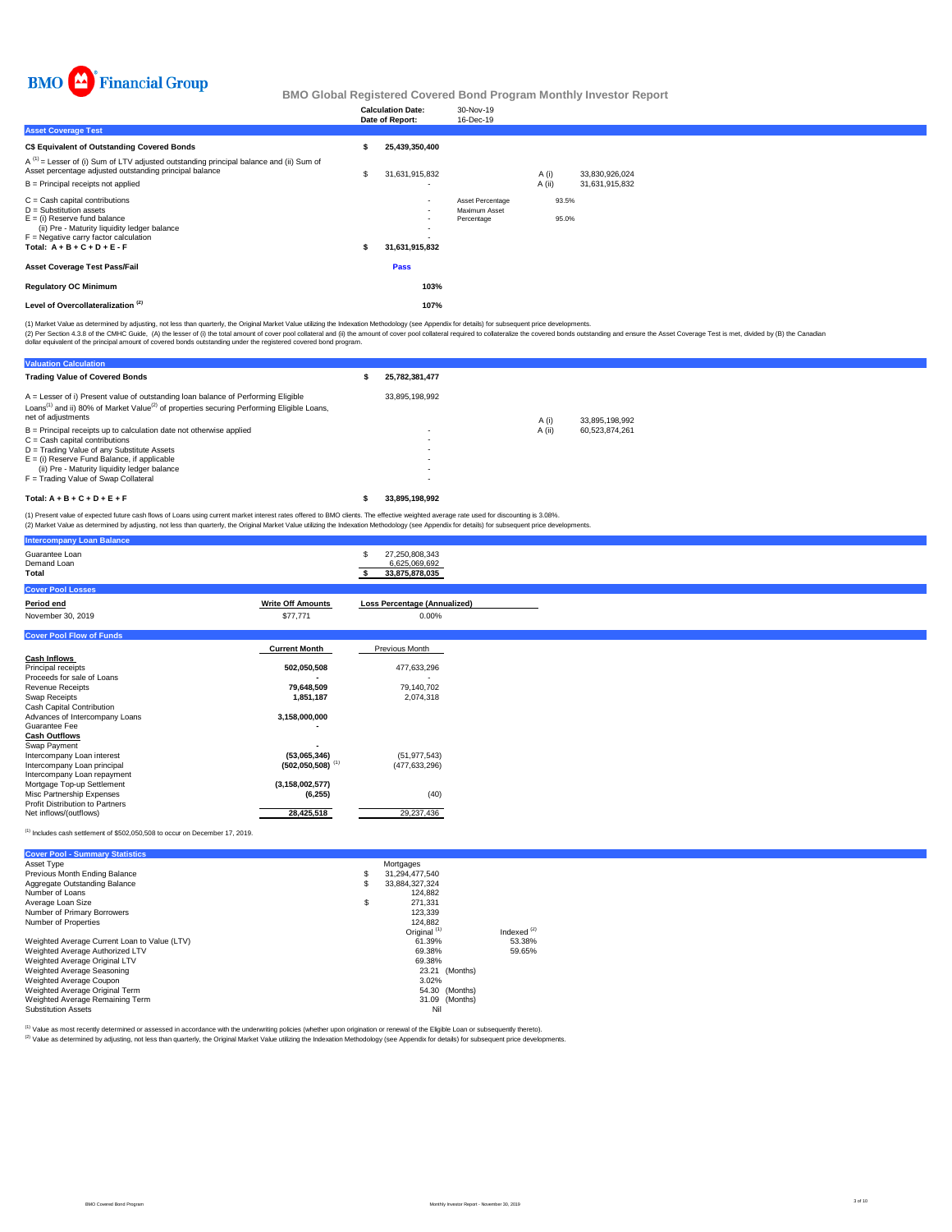BMO Financial Group

# BMO Global Registered Covered Bond Program Monthly Investor Report

| | |
|---|---|
| **Calculation Date:** | 30-Nov-19 |
| **Date of Report:** | 16-Dec-19 |

## Asset Coverage Test

| | | | | |
|---|---|---|---|---|
| **C$ Equivalent of Outstanding Covered Bonds** | **$ 25,439,350,400** | | | |
| A [(1)] = Lesser of (i) Sum of LTV adjusted outstanding principal balance and (ii) Sum of Asset percentage adjusted outstanding principal balance | $ 31,631,915,832 | | A (i) | 33,830,926,024 |
| B = Principal receipts not applied | - | | A (ii) | 31,631,915,832 |
| C = Cash capital contributions | - | Asset Percentage | 93.5% | |
| D = Substitution assets | - | Maximum Asset Percentage | 95.0% | |
| E = (i) Reserve fund balance | - | | | |
| (ii) Pre - Maturity liquidity ledger balance | - | | | |
| F = Negative carry factor calculation | - | | | |
| **Total: A + B + C + D + E - F** | **$ 31,631,915,832** | | | |
| **Asset Coverage Test Pass/Fail** | **Pass** | | | |
| **Regulatory OC Minimum** | **103%** | | | |
| **Level of Overcollateralization [(2)]** | **107%** | | | |

(1) Market Value as determined by adjusting, not less than quarterly, the Original Market Value utilizing the Indexation Methodology (see Appendix for details) for subsequent price developments.
(2) Per Section 4.3.8 of the CMHC Guide, (A) the lesser of (i) the total amount of cover pool collateral and (ii) the amount of cover pool collateral required to collateralize the covered bonds outstanding and ensure the Asset Coverage Test is met, divided by (B) the Canadian dollar equivalent of the principal amount of covered bonds outstanding under the registered covered bond program.

## Valuation Calculation

| | | | |
|---|---|---|---|
| **Trading Value of Covered Bonds** | **$ 25,782,381,477** | | |
| A = Lesser of i) Present value of outstanding loan balance of Performing Eligible Loans[(1)] and ii) 80% of Market Value[(2)] of properties securing Performing Eligible Loans, net of adjustments | 33,895,198,992 | A (i) | 33,895,198,992 |
| B = Principal receipts up to calculation date not otherwise applied | - | A (ii) | 60,523,874,261 |
| C = Cash capital contributions | - | | |
| D = Trading Value of any Substitute Assets | - | | |
| E = (i) Reserve Fund Balance, if applicable | - | | |
| (ii) Pre - Maturity liquidity ledger balance | - | | |
| F = Trading Value of Swap Collateral | - | | |
| **Total: A + B + C + D + E + F** | **$ 33,895,198,992** | | |

(1) Present value of expected future cash flows of Loans using current market interest rates offered to BMO clients. The effective weighted average rate used for discounting is 3.08%.
(2) Market Value as determined by adjusting, not less than quarterly, the Original Market Value utilizing the Indexation Methodology (see Appendix for details) for subsequent price developments.

## Intercompany Loan Balance

| | |
|---|---|
| Guarantee Loan | $ 27,250,808,343 |
| Demand Loan | 6,625,069,692 |
| **Total** | **$ 33,875,878,035** |

## Cover Pool Losses

| Period end | Write Off Amounts | Loss Percentage (Annualized) |
|---|---|---|
| November 30, 2019 | $77,771 | 0.00% |

## Cover Pool Flow of Funds

| | Current Month | Previous Month |
|---|---|---|
| **Cash Inflows** | | |
| Principal receipts | **502,050,508** | 477,633,296 |
| Proceeds for sale of Loans | **-** | - |
| Revenue Receipts | **79,648,509** | 79,140,702 |
| Swap Receipts | **1,851,187** | 2,074,318 |
| Cash Capital Contribution | | |
| Advances of Intercompany Loans | **3,158,000,000** | |
| Guarantee Fee | **-** | |
| **Cash Outflows** | | |
| Swap Payment | **-** | |
| Intercompany Loan interest | **(53,065,346)** | (51,977,543) |
| Intercompany Loan principal | **(502,050,508)** [(1)] | (477,633,296) |
| Intercompany Loan repayment | | |
| Mortgage Top-up Settlement | **(3,158,002,577)** | |
| Misc Partnership Expenses | **(6,255)** | (40) |
| Profit Distribution to Partners | | |
| Net inflows/(outflows) | **28,425,518** | 29,237,436 |

(1) Includes cash settlement of $502,050,508 to occur on December 17, 2019.

## Cover Pool - Summary Statistics

| | | |
|---|---|---|
| Asset Type | Mortgages | |
| Previous Month Ending Balance | $ 31,294,477,540 | |
| Aggregate Outstanding Balance | $ 33,884,327,324 | |
| Number of Loans | 124,882 | |
| Average Loan Size | $ 271,331 | |
| Number of Primary Borrowers | 123,339 | |
| Number of Properties | 124,882 | |
| | Original [(1)] | Indexed [(2)] |
| Weighted Average Current Loan to Value (LTV) | 61.39% | 53.38% |
| Weighted Average Authorized LTV | 69.38% | 59.65% |
| Weighted Average Original LTV | 69.38% | |
| Weighted Average Seasoning | 23.21 (Months) | |
| Weighted Average Coupon | 3.02% | |
| Weighted Average Original Term | 54.30 (Months) | |
| Weighted Average Remaining Term | 31.09 (Months) | |
| Substitution Assets | Nil | |

(1) Value as most recently determined or assessed in accordance with the underwriting policies (whether upon origination or renewal of the Eligible Loan or subsequently thereto).
(2) Value as determined by adjusting, not less than quarterly, the Original Market Value utilizing the Indexation Methodology (see Appendix for details) for subsequent price developments.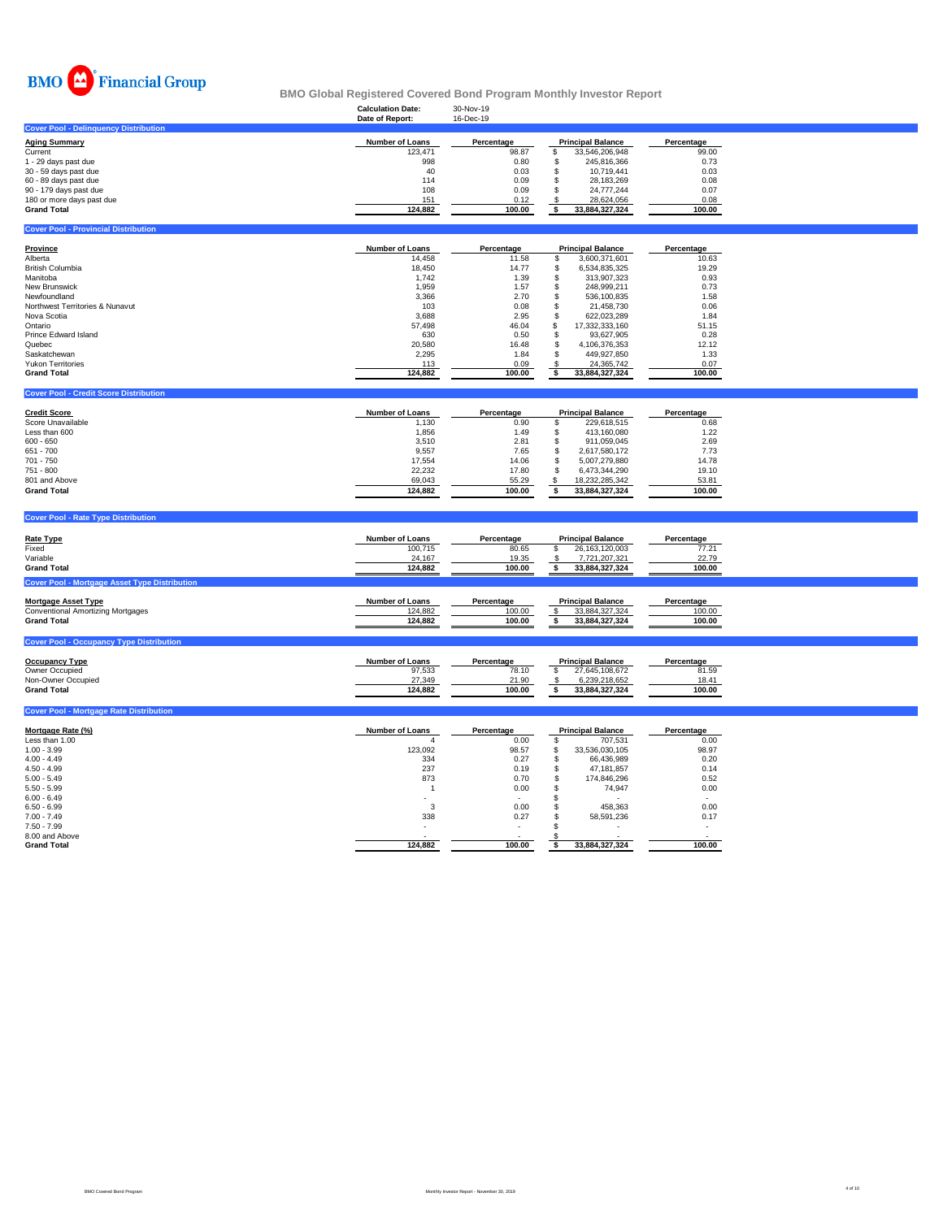BMO Financial Group

# BMO Global Registered Covered Bond Program Monthly Investor Report

**Calculation Date:** 30-Nov-19
**Date of Report:** 16-Dec-19

## Cover Pool - Delinquency Distribution

| Aging Summary | Number of Loans | Percentage | Principal Balance | Percentage |
|---|---|---|---|---|
| Current | 123,471 | 98.87 | $ 33,546,206,948 | 99.00 |
| 1 - 29 days past due | 998 | 0.80 | $ 245,816,366 | 0.73 |
| 30 - 59 days past due | 40 | 0.03 | $ 10,719,441 | 0.03 |
| 60 - 89 days past due | 114 | 0.09 | $ 28,183,269 | 0.08 |
| 90 - 179 days past due | 108 | 0.09 | $ 24,777,244 | 0.07 |
| 180 or more days past due | 151 | 0.12 | $ 28,624,056 | 0.08 |
| **Grand Total** | **124,882** | **100.00** | **$ 33,884,327,324** | **100.00** |

## Cover Pool - Provincial Distribution

| Province | Number of Loans | Percentage | Principal Balance | Percentage |
|---|---|---|---|---|
| Alberta | 14,458 | 11.58 | $ 3,600,371,601 | 10.63 |
| British Columbia | 18,450 | 14.77 | $ 6,534,835,325 | 19.29 |
| Manitoba | 1,742 | 1.39 | $ 313,907,323 | 0.93 |
| New Brunswick | 1,959 | 1.57 | $ 248,999,211 | 0.73 |
| Newfoundland | 3,366 | 2.70 | $ 536,100,835 | 1.58 |
| Northwest Territories & Nunavut | 103 | 0.08 | $ 21,458,730 | 0.06 |
| Nova Scotia | 3,688 | 2.95 | $ 622,023,289 | 1.84 |
| Ontario | 57,498 | 46.04 | $ 17,332,333,160 | 51.15 |
| Prince Edward Island | 630 | 0.50 | $ 93,627,905 | 0.28 |
| Quebec | 20,580 | 16.48 | $ 4,106,376,353 | 12.12 |
| Saskatchewan | 2,295 | 1.84 | $ 449,927,850 | 1.33 |
| Yukon Territories | 113 | 0.09 | $ 24,365,742 | 0.07 |
| **Grand Total** | **124,882** | **100.00** | **$ 33,884,327,324** | **100.00** |

## Cover Pool - Credit Score Distribution

| Credit Score | Number of Loans | Percentage | Principal Balance | Percentage |
|---|---|---|---|---|
| Score Unavailable | 1,130 | 0.90 | $ 229,618,515 | 0.68 |
| Less than 600 | 1,856 | 1.49 | $ 413,160,080 | 1.22 |
| 600 - 650 | 3,510 | 2.81 | $ 911,059,045 | 2.69 |
| 651 - 700 | 9,557 | 7.65 | $ 2,617,580,172 | 7.73 |
| 701 - 750 | 17,554 | 14.06 | $ 5,007,279,880 | 14.78 |
| 751 - 800 | 22,232 | 17.80 | $ 6,473,344,290 | 19.10 |
| 801 and Above | 69,043 | 55.29 | $ 18,232,285,342 | 53.81 |
| **Grand Total** | **124,882** | **100.00** | **$ 33,884,327,324** | **100.00** |

## Cover Pool - Rate Type Distribution

| Rate Type | Number of Loans | Percentage | Principal Balance | Percentage |
|---|---|---|---|---|
| Fixed | 100,715 | 80.65 | $ 26,163,120,003 | 77.21 |
| Variable | 24,167 | 19.35 | $ 7,721,207,321 | 22.79 |
| **Grand Total** | **124,882** | **100.00** | **$ 33,884,327,324** | **100.00** |

## Cover Pool - Mortgage Asset Type Distribution

| Mortgage Asset Type | Number of Loans | Percentage | Principal Balance | Percentage |
|---|---|---|---|---|
| Conventional Amortizing Mortgages | 124,882 | 100.00 | $ 33,884,327,324 | 100.00 |
| **Grand Total** | **124,882** | **100.00** | **$ 33,884,327,324** | **100.00** |

## Cover Pool - Occupancy Type Distribution

| Occupancy Type | Number of Loans | Percentage | Principal Balance | Percentage |
|---|---|---|---|---|
| Owner Occupied | 97,533 | 78.10 | $ 27,645,108,672 | 81.59 |
| Non-Owner Occupied | 27,349 | 21.90 | $ 6,239,218,652 | 18.41 |
| **Grand Total** | **124,882** | **100.00** | **$ 33,884,327,324** | **100.00** |

## Cover Pool - Mortgage Rate Distribution

| Mortgage Rate (%) | Number of Loans | Percentage | Principal Balance | Percentage |
|---|---|---|---|---|
| Less than 1.00 | 4 | 0.00 | $ 707,531 | 0.00 |
| 1.00 - 3.99 | 123,092 | 98.57 | $ 33,536,030,105 | 98.97 |
| 4.00 - 4.49 | 334 | 0.27 | $ 66,436,989 | 0.20 |
| 4.50 - 4.99 | 237 | 0.19 | $ 47,181,857 | 0.14 |
| 5.00 - 5.49 | 873 | 0.70 | $ 174,846,296 | 0.52 |
| 5.50 - 5.99 | 1 | 0.00 | $ 74,947 | 0.00 |
| 6.00 - 6.49 | - | - | $ - | - |
| 6.50 - 6.99 | 3 | 0.00 | $ 458,363 | 0.00 |
| 7.00 - 7.49 | 338 | 0.27 | $ 58,591,236 | 0.17 |
| 7.50 - 7.99 | - | - | $ - | - |
| 8.00 and Above | - | - | $ - | - |
| **Grand Total** | **124,882** | **100.00** | **$ 33,884,327,324** | **100.00** |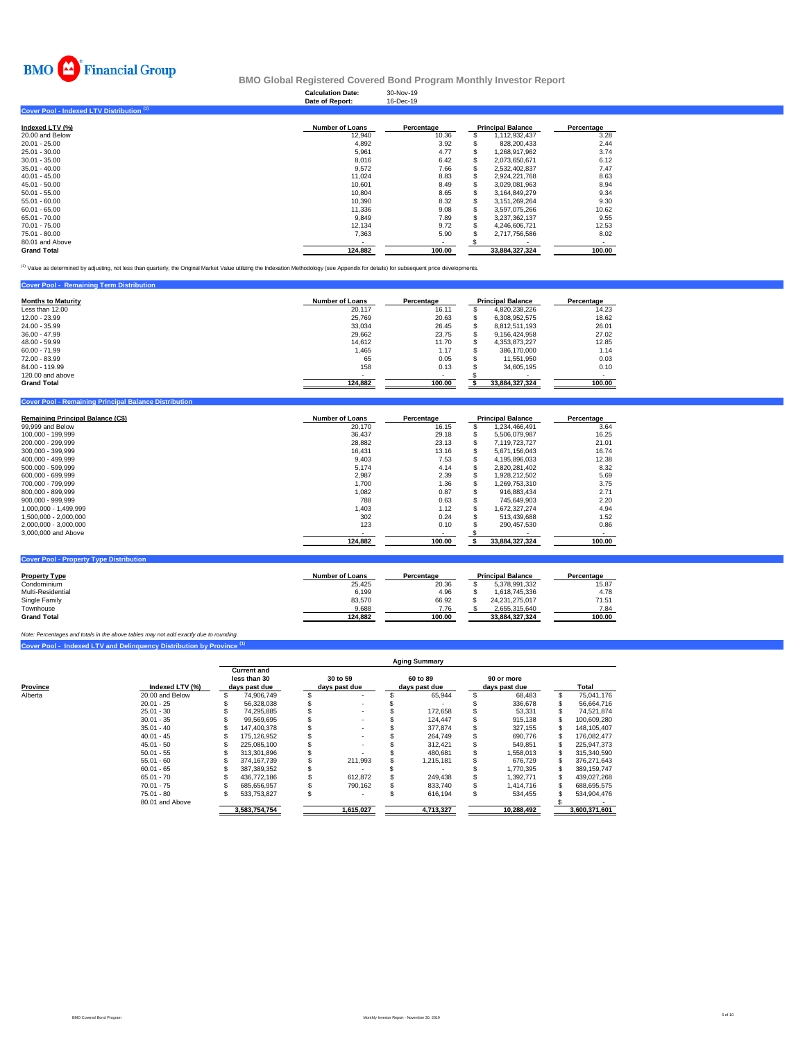BMO Financial Group

# BMO Global Registered Covered Bond Program Monthly Investor Report

**Calculation Date:** 30-Nov-19
**Date of Report:** 16-Dec-19

## Cover Pool - Indexed LTV Distribution [1]

| Indexed LTV (%) | Number of Loans | Percentage | Principal Balance | Percentage |
|---|---|---|---|---|
| 20.00 and Below | 12,940 | 10.36 | $ 1,112,932,437 | 3.28 |
| 20.01 - 25.00 | 4,892 | 3.92 | $ 828,200,433 | 2.44 |
| 25.01 - 30.00 | 5,961 | 4.77 | $ 1,268,917,962 | 3.74 |
| 30.01 - 35.00 | 8,016 | 6.42 | $ 2,073,650,671 | 6.12 |
| 35.01 - 40.00 | 9,572 | 7.66 | $ 2,532,402,837 | 7.47 |
| 40.01 - 45.00 | 11,024 | 8.83 | $ 2,924,221,768 | 8.63 |
| 45.01 - 50.00 | 10,601 | 8.49 | $ 3,029,081,963 | 8.94 |
| 50.01 - 55.00 | 10,804 | 8.65 | $ 3,164,849,279 | 9.34 |
| 55.01 - 60.00 | 10,390 | 8.32 | $ 3,151,269,264 | 9.30 |
| 60.01 - 65.00 | 11,336 | 9.08 | $ 3,597,075,266 | 10.62 |
| 65.01 - 70.00 | 9,849 | 7.89 | $ 3,237,362,137 | 9.55 |
| 70.01 - 75.00 | 12,134 | 9.72 | $ 4,246,606,721 | 12.53 |
| 75.01 - 80.00 | 7,363 | 5.90 | $ 2,717,756,586 | 8.02 |
| 80.01 and Above | - | - | $ - | - |
| **Grand Total** | **124,882** | **100.00** | **33,884,327,324** | **100.00** |

[1] Value as determined by adjusting, not less than quarterly, the Original Market Value utilizing the Indexation Methodology (see Appendix for details) for subsequent price developments.

## Cover Pool - Remaining Term Distribution

| Months to Maturity | Number of Loans | Percentage | Principal Balance | Percentage |
|---|---|---|---|---|
| Less than 12.00 | 20,117 | 16.11 | $ 4,820,238,226 | 14.23 |
| 12.00 - 23.99 | 25,769 | 20.63 | $ 6,308,952,575 | 18.62 |
| 24.00 - 35.99 | 33,034 | 26.45 | $ 8,812,511,193 | 26.01 |
| 36.00 - 47.99 | 29,662 | 23.75 | $ 9,156,424,958 | 27.02 |
| 48.00 - 59.99 | 14,612 | 11.70 | $ 4,353,873,227 | 12.85 |
| 60.00 - 71.99 | 1,465 | 1.17 | $ 386,170,000 | 1.14 |
| 72.00 - 83.99 | 65 | 0.05 | $ 11,551,950 | 0.03 |
| 84.00 - 119.99 | 158 | 0.13 | $ 34,605,195 | 0.10 |
| 120.00 and above | - | - | $ - | - |
| **Grand Total** | **124,882** | **100.00** | **$ 33,884,327,324** | **100.00** |

## Cover Pool - Remaining Principal Balance Distribution

| Remaining Principal Balance (C$) | Number of Loans | Percentage | Principal Balance | Percentage |
|---|---|---|---|---|
| 99,999 and Below | 20,170 | 16.15 | $ 1,234,466,491 | 3.64 |
| 100,000 - 199,999 | 36,437 | 29.18 | $ 5,506,079,987 | 16.25 |
| 200,000 - 299,999 | 28,882 | 23.13 | $ 7,119,723,727 | 21.01 |
| 300,000 - 399,999 | 16,431 | 13.16 | $ 5,671,156,043 | 16.74 |
| 400,000 - 499,999 | 9,403 | 7.53 | $ 4,195,896,033 | 12.38 |
| 500,000 - 599,999 | 5,174 | 4.14 | $ 2,820,281,402 | 8.32 |
| 600,000 - 699,999 | 2,987 | 2.39 | $ 1,928,212,502 | 5.69 |
| 700,000 - 799,999 | 1,700 | 1.36 | $ 1,269,753,310 | 3.75 |
| 800,000 - 899,999 | 1,082 | 0.87 | $ 916,883,434 | 2.71 |
| 900,000 - 999,999 | 788 | 0.63 | $ 745,649,903 | 2.20 |
| 1,000,000 - 1,499,999 | 1,403 | 1.12 | $ 1,672,327,274 | 4.94 |
| 1,500,000 - 2,000,000 | 302 | 0.24 | $ 513,439,688 | 1.52 |
| 2,000,000 - 3,000,000 | 123 | 0.10 | $ 290,457,530 | 0.86 |
| 3,000,000 and Above | - | - | $ - | - |
| | **124,882** | **100.00** | **$ 33,884,327,324** | **100.00** |

## Cover Pool - Property Type Distribution

| Property Type | Number of Loans | Percentage | Principal Balance | Percentage |
|---|---|---|---|---|
| Condominium | 25,425 | 20.36 | $ 5,378,991,332 | 15.87 |
| Multi-Residential | 6,199 | 4.96 | $ 1,618,745,336 | 4.78 |
| Single Family | 83,570 | 66.92 | $ 24,231,275,017 | 71.51 |
| Townhouse | 9,688 | 7.76 | $ 2,655,315,640 | 7.84 |
| **Grand Total** | **124,882** | **100.00** | **33,884,327,324** | **100.00** |

*Note: Percentages and totals in the above tables may not add exactly due to rounding.*

## Cover Pool - Indexed LTV and Delinquency Distribution by Province [1]

| | | Aging Summary | | | | |
|---|---|---|---|---|---|---|
| **Province** | **Indexed LTV (%)** | **Current and less than 30 days past due** | **30 to 59 days past due** | **60 to 89 days past due** | **90 or more days past due** | **Total** |
| Alberta | 20.00 and Below | $ 74,906,749 | $ - | $ 65,944 | $ 68,483 | $ 75,041,176 |
| | 20.01 - 25 | $ 56,328,038 | $ - | $ - | $ 336,678 | $ 56,664,716 |
| | 25.01 - 30 | $ 74,295,885 | $ - | $ 172,658 | $ 53,331 | $ 74,521,874 |
| | 30.01 - 35 | $ 99,569,695 | $ - | $ 124,447 | $ 915,138 | $ 100,609,280 |
| | 35.01 - 40 | $ 147,400,378 | $ - | $ 377,874 | $ 327,155 | $ 148,105,407 |
| | 40.01 - 45 | $ 175,126,952 | $ - | $ 264,749 | $ 690,776 | $ 176,082,477 |
| | 45.01 - 50 | $ 225,085,100 | $ - | $ 312,421 | $ 549,851 | $ 225,947,373 |
| | 50.01 - 55 | $ 313,301,896 | $ - | $ 480,681 | $ 1,558,013 | $ 315,340,590 |
| | 55.01 - 60 | $ 374,167,739 | $ 211,993 | $ 1,215,181 | $ 676,729 | $ 376,271,643 |
| | 60.01 - 65 | $ 387,389,352 | $ - | $ - | $ 1,770,395 | $ 389,159,747 |
| | 65.01 - 70 | $ 436,772,186 | $ 612,872 | $ 249,438 | $ 1,392,771 | $ 439,027,268 |
| | 70.01 - 75 | $ 685,656,957 | $ 790,162 | $ 833,740 | $ 1,414,716 | $ 688,695,575 |
| | 75.01 - 80 | $ 533,753,827 | $ - | $ 616,194 | $ 534,455 | $ 534,904,476 |
| | 80.01 and Above | | | | | $ - |
| | | **3,583,754,754** | **1,615,027** | **4,713,327** | **10,288,492** | **3,600,371,601** |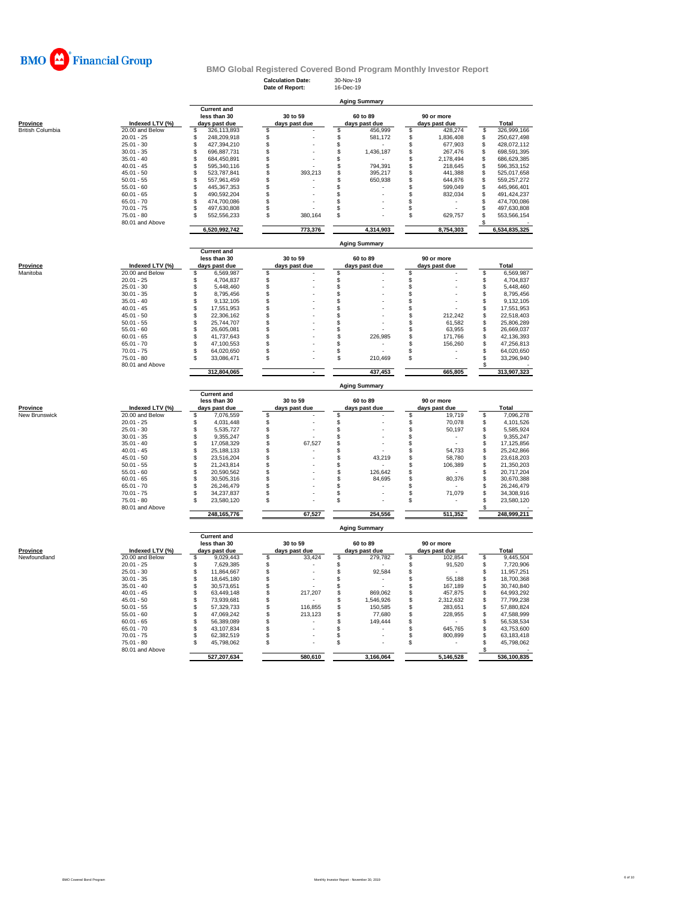**BMO Financial Group**

# BMO Global Registered Covered Bond Program Monthly Investor Report

**Calculation Date:** 30-Nov-19
**Date of Report:** 16-Dec-19

## Aging Summary

| Province | Indexed LTV (%) | Current and less than 30 days past due | 30 to 59 days past due | 60 to 89 days past due | 90 or more days past due | Total |
|---|---|---|---|---|---|---|
| British Columbia | 20.00 and Below | $ 326,113,893 | $ - | $ 456,999 | $ 428,274 | $ 326,999,166 |
| | 20.01 - 25 | $ 248,209,918 | $ - | $ 581,172 | $ 1,836,408 | $ 250,627,498 |
| | 25.01 - 30 | $ 427,394,210 | $ - | $ - | $ 677,903 | $ 428,072,112 |
| | 30.01 - 35 | $ 696,887,731 | $ - | $ 1,436,187 | $ 267,476 | $ 698,591,395 |
| | 35.01 - 40 | $ 684,450,891 | $ - | $ - | $ 2,178,494 | $ 686,629,385 |
| | 40.01 - 45 | $ 595,340,116 | $ - | $ 794,391 | $ 218,645 | $ 596,353,152 |
| | 45.01 - 50 | $ 523,787,841 | $ 393,213 | $ 395,217 | $ 441,388 | $ 525,017,658 |
| | 50.01 - 55 | $ 557,961,459 | $ - | $ 650,938 | $ 644,876 | $ 559,257,272 |
| | 55.01 - 60 | $ 445,367,353 | $ - | $ - | $ 599,049 | $ 445,966,401 |
| | 60.01 - 65 | $ 490,592,204 | $ - | $ - | $ 832,034 | $ 491,424,237 |
| | 65.01 - 70 | $ 474,700,086 | $ - | $ - | $ - | $ 474,700,086 |
| | 70.01 - 75 | $ 497,630,808 | $ - | $ - | $ - | $ 497,630,808 |
| | 75.01 - 80 | $ 552,556,233 | $ 380,164 | $ - | $ 629,757 | $ 553,566,154 |
| | 80.01 and Above | | | | | $ - |
| | | 6,520,992,742 | 773,376 | 4,314,903 | 8,754,303 | 6,534,835,325 |

## Aging Summary

| Province | Indexed LTV (%) | Current and less than 30 days past due | 30 to 59 days past due | 60 to 89 days past due | 90 or more days past due | Total |
|---|---|---|---|---|---|---|
| Manitoba | 20.00 and Below | $ 6,569,987 | $ - | $ - | $ - | $ 6,569,987 |
| | 20.01 - 25 | $ 4,704,837 | $ - | $ - | $ - | $ 4,704,837 |
| | 25.01 - 30 | $ 5,448,460 | $ - | $ - | $ - | $ 5,448,460 |
| | 30.01 - 35 | $ 8,795,456 | $ - | $ - | $ - | $ 8,795,456 |
| | 35.01 - 40 | $ 9,132,105 | $ - | $ - | $ - | $ 9,132,105 |
| | 40.01 - 45 | $ 17,551,953 | $ - | $ - | $ - | $ 17,551,953 |
| | 45.01 - 50 | $ 22,306,162 | $ - | $ - | $ 212,242 | $ 22,518,403 |
| | 50.01 - 55 | $ 25,744,707 | $ - | $ - | $ 61,582 | $ 25,806,289 |
| | 55.01 - 60 | $ 26,605,081 | $ - | $ - | $ 63,955 | $ 26,669,037 |
| | 60.01 - 65 | $ 41,737,643 | $ - | $ 226,985 | $ 171,766 | $ 42,136,393 |
| | 65.01 - 70 | $ 47,100,553 | $ - | $ - | $ 156,260 | $ 47,256,813 |
| | 70.01 - 75 | $ 64,020,650 | $ - | $ - | $ - | $ 64,020,650 |
| | 75.01 - 80 | $ 33,086,471 | $ - | $ 210,469 | $ - | $ 33,296,940 |
| | 80.01 and Above | | | | | $ - |
| | | 312,804,065 | - | 437,453 | 665,805 | 313,907,323 |

## Aging Summary

| Province | Indexed LTV (%) | Current and less than 30 days past due | 30 to 59 days past due | 60 to 89 days past due | 90 or more days past due | Total |
|---|---|---|---|---|---|---|
| New Brunswick | 20.00 and Below | $ 7,076,559 | $ - | $ - | $ 19,719 | $ 7,096,278 |
| | 20.01 - 25 | $ 4,031,448 | $ - | $ - | $ 70,078 | $ 4,101,526 |
| | 25.01 - 30 | $ 5,535,727 | $ - | $ - | $ 50,197 | $ 5,585,924 |
| | 30.01 - 35 | $ 9,355,247 | $ - | $ - | $ - | $ 9,355,247 |
| | 35.01 - 40 | $ 17,058,329 | $ 67,527 | $ - | $ - | $ 17,125,856 |
| | 40.01 - 45 | $ 25,188,133 | $ - | $ - | $ 54,733 | $ 25,242,866 |
| | 45.01 - 50 | $ 23,516,204 | $ - | $ 43,219 | $ 58,780 | $ 23,618,203 |
| | 50.01 - 55 | $ 21,243,814 | $ - | $ - | $ 106,389 | $ 21,350,203 |
| | 55.01 - 60 | $ 20,590,562 | $ - | $ 126,642 | $ - | $ 20,717,204 |
| | 60.01 - 65 | $ 30,505,316 | $ - | $ 84,695 | $ 80,376 | $ 30,670,388 |
| | 65.01 - 70 | $ 26,246,479 | $ - | $ - | $ - | $ 26,246,479 |
| | 70.01 - 75 | $ 34,237,837 | $ - | $ - | $ 71,079 | $ 34,308,916 |
| | 75.01 - 80 | $ 23,580,120 | $ - | $ - | $ - | $ 23,580,120 |
| | 80.01 and Above | | | | | $ - |
| | | 248,165,776 | 67,527 | 254,556 | 511,352 | 248,999,211 |

## Aging Summary

| Province | Indexed LTV (%) | Current and less than 30 days past due | 30 to 59 days past due | 60 to 89 days past due | 90 or more days past due | Total |
|---|---|---|---|---|---|---|
| Newfoundland | 20.00 and Below | $ 9,029,443 | $ 33,424 | $ 279,782 | $ 102,854 | $ 9,445,504 |
| | 20.01 - 25 | $ 7,629,385 | $ - | $ - | $ 91,520 | $ 7,720,906 |
| | 25.01 - 30 | $ 11,864,667 | $ - | $ 92,584 | $ - | $ 11,957,251 |
| | 30.01 - 35 | $ 18,645,180 | $ - | $ - | $ 55,188 | $ 18,700,368 |
| | 35.01 - 40 | $ 30,573,651 | $ - | $ - | $ 167,189 | $ 30,740,840 |
| | 40.01 - 45 | $ 63,449,148 | $ 217,207 | $ 869,062 | $ 457,875 | $ 64,993,292 |
| | 45.01 - 50 | $ 73,939,681 | $ - | $ 1,546,926 | $ 2,312,632 | $ 77,799,238 |
| | 50.01 - 55 | $ 57,329,733 | $ 116,855 | $ 150,585 | $ 283,651 | $ 57,880,824 |
| | 55.01 - 60 | $ 47,069,242 | $ 213,123 | $ 77,680 | $ 228,955 | $ 47,588,999 |
| | 60.01 - 65 | $ 56,389,089 | $ - | $ 149,444 | $ - | $ 56,538,534 |
| | 65.01 - 70 | $ 43,107,834 | $ - | $ - | $ 645,765 | $ 43,753,600 |
| | 70.01 - 75 | $ 62,382,519 | $ - | $ - | $ 800,899 | $ 63,183,418 |
| | 75.01 - 80 | $ 45,798,062 | $ - | $ - | $ - | $ 45,798,062 |
| | 80.01 and Above | | | | | $ - |
| | | 527,207,634 | 580,610 | 3,166,064 | 5,146,528 | 536,100,835 |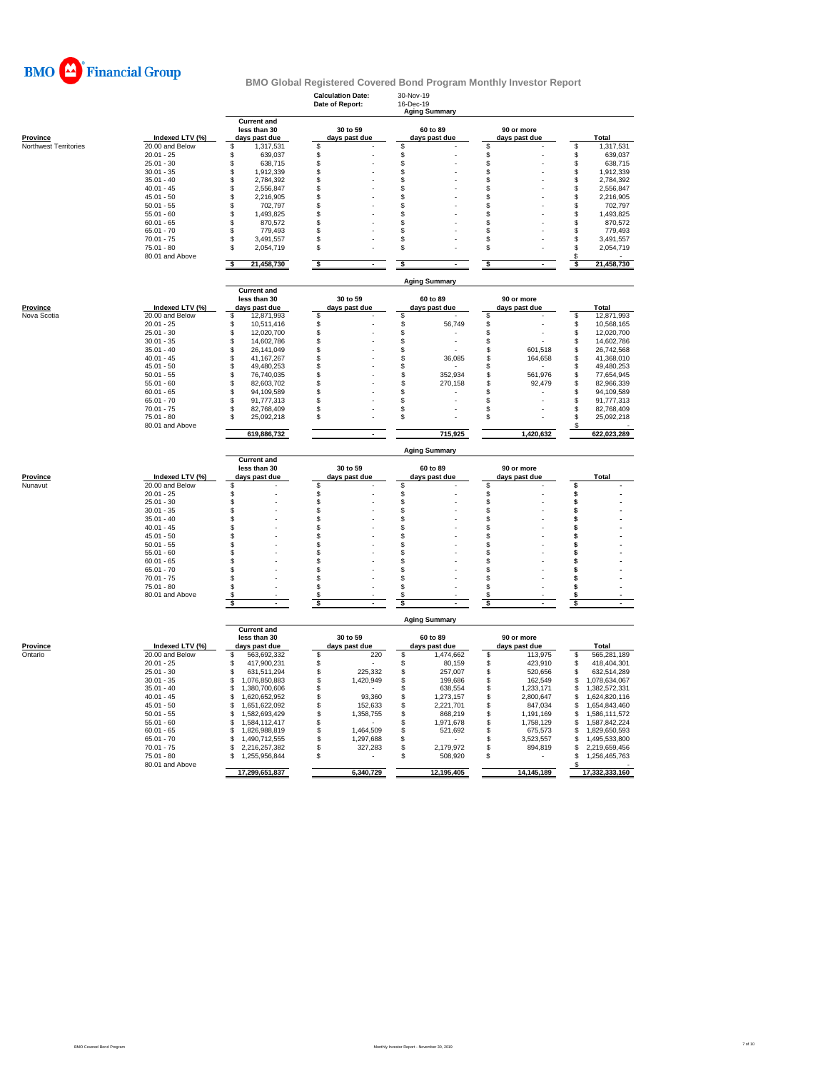BMO Financial Group

## BMO Global Registered Covered Bond Program Monthly Investor Report

**Calculation Date:** 30-Nov-19
**Date of Report:** 16-Dec-19

### Aging Summary

| Province | Indexed LTV (%) | Current and less than 30 days past due | 30 to 59 days past due | 60 to 89 days past due | 90 or more days past due | Total |
|---|---|---|---|---|---|---|
| Northwest Territories | 20.00 and Below | $ 1,317,531 | $ - | $ - | $ - | $ 1,317,531 |
| | 20.01 - 25 | $ 639,037 | $ - | $ - | $ - | $ 639,037 |
| | 25.01 - 30 | $ 638,715 | $ - | $ - | $ - | $ 638,715 |
| | 30.01 - 35 | $ 1,912,339 | $ - | $ - | $ - | $ 1,912,339 |
| | 35.01 - 40 | $ 2,784,392 | $ - | $ - | $ - | $ 2,784,392 |
| | 40.01 - 45 | $ 2,556,847 | $ - | $ - | $ - | $ 2,556,847 |
| | 45.01 - 50 | $ 2,216,905 | $ - | $ - | $ - | $ 2,216,905 |
| | 50.01 - 55 | $ 702,797 | $ - | $ - | $ - | $ 702,797 |
| | 55.01 - 60 | $ 1,493,825 | $ - | $ - | $ - | $ 1,493,825 |
| | 60.01 - 65 | $ 870,572 | $ - | $ - | $ - | $ 870,572 |
| | 65.01 - 70 | $ 779,493 | $ - | $ - | $ - | $ 779,493 |
| | 70.01 - 75 | $ 3,491,557 | $ - | $ - | $ - | $ 3,491,557 |
| | 75.01 - 80 | $ 2,054,719 | $ - | $ - | $ - | $ 2,054,719 |
| | 80.01 and Above | | | | | $ - |
| | | $ 21,458,730 | $ - | $ - | $ - | $ 21,458,730 |

### Aging Summary

| Province | Indexed LTV (%) | Current and less than 30 days past due | 30 to 59 days past due | 60 to 89 days past due | 90 or more days past due | Total |
|---|---|---|---|---|---|---|
| Nova Scotia | 20.00 and Below | $ 12,871,993 | $ - | $ - | $ - | $ 12,871,993 |
| | 20.01 - 25 | $ 10,511,416 | $ - | $ 56,749 | $ - | $ 10,568,165 |
| | 25.01 - 30 | $ 12,020,700 | $ - | $ - | $ - | $ 12,020,700 |
| | 30.01 - 35 | $ 14,602,786 | $ - | $ - | $ - | $ 14,602,786 |
| | 35.01 - 40 | $ 26,141,049 | $ - | $ - | $ 601,518 | $ 26,742,568 |
| | 40.01 - 45 | $ 41,167,267 | $ - | $ 36,085 | $ 164,658 | $ 41,368,010 |
| | 45.01 - 50 | $ 49,480,253 | $ - | $ - | $ - | $ 49,480,253 |
| | 50.01 - 55 | $ 76,740,035 | $ - | $ 352,934 | $ 561,976 | $ 77,654,945 |
| | 55.01 - 60 | $ 82,603,702 | $ - | $ 270,158 | $ 92,479 | $ 82,966,339 |
| | 60.01 - 65 | $ 94,109,589 | $ - | $ - | $ - | $ 94,109,589 |
| | 65.01 - 70 | $ 91,777,313 | $ - | $ - | $ - | $ 91,777,313 |
| | 70.01 - 75 | $ 82,768,409 | $ - | $ - | $ - | $ 82,768,409 |
| | 75.01 - 80 | $ 25,092,218 | $ - | $ - | $ - | $ 25,092,218 |
| | 80.01 and Above | | | | | $ - |
| | | 619,886,732 | - | 715,925 | 1,420,632 | 622,023,289 |

### Aging Summary

| Province | Indexed LTV (%) | Current and less than 30 days past due | 30 to 59 days past due | 60 to 89 days past due | 90 or more days past due | Total |
|---|---|---|---|---|---|---|
| Nunavut | 20.00 and Below | $ - | $ - | $ - | $ - | $ - |
| | 20.01 - 25 | $ - | $ - | $ - | $ - | $ - |
| | 25.01 - 30 | $ - | $ - | $ - | $ - | $ - |
| | 30.01 - 35 | $ - | $ - | $ - | $ - | $ - |
| | 35.01 - 40 | $ - | $ - | $ - | $ - | $ - |
| | 40.01 - 45 | $ - | $ - | $ - | $ - | $ - |
| | 45.01 - 50 | $ - | $ - | $ - | $ - | $ - |
| | 50.01 - 55 | $ - | $ - | $ - | $ - | $ - |
| | 55.01 - 60 | $ - | $ - | $ - | $ - | $ - |
| | 60.01 - 65 | $ - | $ - | $ - | $ - | $ - |
| | 65.01 - 70 | $ - | $ - | $ - | $ - | $ - |
| | 70.01 - 75 | $ - | $ - | $ - | $ - | $ - |
| | 75.01 - 80 | $ - | $ - | $ - | $ - | $ - |
| | 80.01 and Above | $ - | $ - | $ - | $ - | $ - |
| | | $ - | $ - | $ - | $ - | $ - |

### Aging Summary

| Province | Indexed LTV (%) | Current and less than 30 days past due | 30 to 59 days past due | 60 to 89 days past due | 90 or more days past due | Total |
|---|---|---|---|---|---|---|
| Ontario | 20.00 and Below | $ 563,692,332 | $ 220 | $ 1,474,662 | $ 113,975 | $ 565,281,189 |
| | 20.01 - 25 | $ 417,900,217 | $ - | $ 80,159 | $ 423,910 | $ 418,404,301 |
| | 25.01 - 30 | $ 631,511,294 | $ 225,332 | $ 257,007 | $ 520,656 | $ 632,514,289 |
| | 30.01 - 35 | $ 1,076,850,883 | $ 1,420,949 | $ 199,686 | $ 162,549 | $ 1,078,634,067 |
| | 35.01 - 40 | $ 1,380,700,606 | $ - | $ 638,554 | $ 1,233,171 | $ 1,382,572,331 |
| | 40.01 - 45 | $ 1,620,652,952 | $ 93,360 | $ 1,273,157 | $ 2,800,647 | $ 1,624,820,116 |
| | 45.01 - 50 | $ 1,651,622,092 | $ 152,633 | $ 2,221,701 | $ 847,034 | $ 1,654,843,460 |
| | 50.01 - 55 | $ 1,582,693,429 | $ 1,358,755 | $ 868,219 | $ 1,191,169 | $ 1,586,111,572 |
| | 55.01 - 60 | $ 1,584,112,417 | $ - | $ 1,971,678 | $ 1,758,129 | $ 1,587,842,224 |
| | 60.01 - 65 | $ 1,826,988,819 | $ 1,464,509 | $ 521,692 | $ 675,573 | $ 1,829,650,593 |
| | 65.01 - 70 | $ 1,490,712,555 | $ 1,297,688 | $ - | $ 3,523,557 | $ 1,495,533,800 |
| | 70.01 - 75 | $ 2,216,257,382 | $ 327,283 | $ 2,179,972 | $ 894,819 | $ 2,219,659,456 |
| | 75.01 - 80 | $ 1,255,956,844 | $ - | $ 508,920 | $ - | $ 1,256,465,763 |
| | 80.01 and Above | | | | | $ - |
| | | 17,299,651,837 | 6,340,729 | 12,195,405 | 14,145,189 | 17,332,333,160 |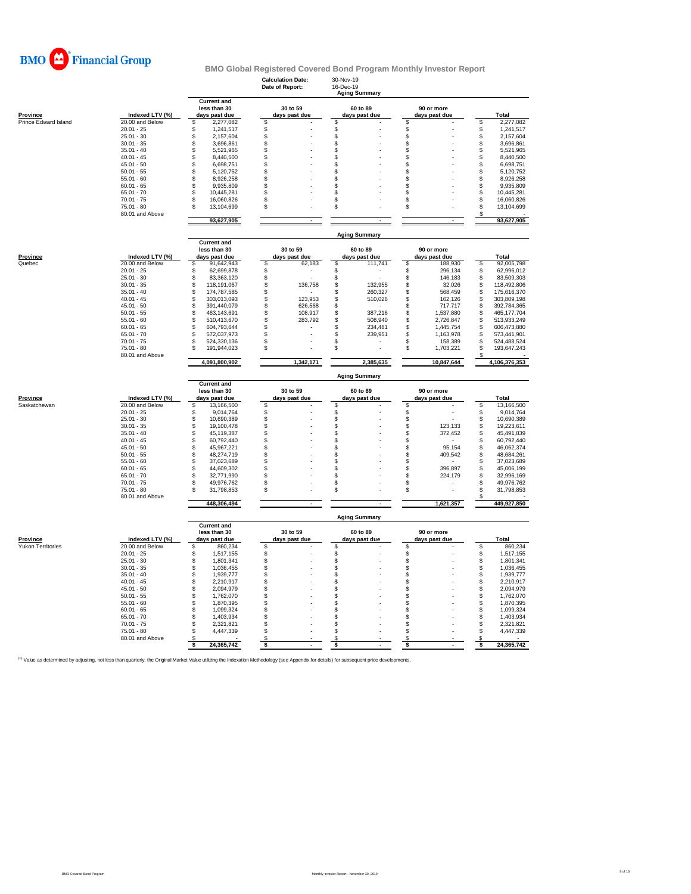BMO Financial Group

# BMO Global Registered Covered Bond Program Monthly Investor Report

**Calculation Date:** 30-Nov-19
**Date of Report:** 16-Dec-19

## Aging Summary

| Province | Indexed LTV (%) | Current and less than 30 days past due | 30 to 59 days past due | 60 to 89 days past due | 90 or more days past due | Total |
|---|---|---|---|---|---|---|
| Prince Edward Island | 20.00 and Below | $ 2,277,082 | $ - | $ - | $ - | $ 2,277,082 |
| | 20.01 - 25 | $ 1,241,517 | $ - | $ - | $ - | $ 1,241,517 |
| | 25.01 - 30 | $ 2,157,604 | $ - | $ - | $ - | $ 2,157,604 |
| | 30.01 - 35 | $ 3,696,861 | $ - | $ - | $ - | $ 3,696,861 |
| | 35.01 - 40 | $ 5,521,965 | $ - | $ - | $ - | $ 5,521,965 |
| | 40.01 - 45 | $ 8,440,500 | $ - | $ - | $ - | $ 8,440,500 |
| | 45.01 - 50 | $ 6,698,751 | $ - | $ - | $ - | $ 6,698,751 |
| | 50.01 - 55 | $ 5,120,752 | $ - | $ - | $ - | $ 5,120,752 |
| | 55.01 - 60 | $ 8,926,258 | $ - | $ - | $ - | $ 8,926,258 |
| | 60.01 - 65 | $ 9,935,809 | $ - | $ - | $ - | $ 9,935,809 |
| | 65.01 - 70 | $ 10,445,281 | $ - | $ - | $ - | $ 10,445,281 |
| | 70.01 - 75 | $ 16,060,826 | $ - | $ - | $ - | $ 16,060,826 |
| | 75.01 - 80 | $ 13,104,699 | $ - | $ - | $ - | $ 13,104,699 |
| | 80.01 and Above | | | | | $ - |
| | | 93,627,905 | - | - | - | 93,627,905 |

## Aging Summary

| Province | Indexed LTV (%) | Current and less than 30 days past due | 30 to 59 days past due | 60 to 89 days past due | 90 or more days past due | Total |
|---|---|---|---|---|---|---|
| Quebec | 20.00 and Below | $ 91,642,943 | $ 62,183 | $ 111,741 | $ 188,930 | $ 92,005,798 |
| | 20.01 - 25 | $ 62,699,878 | $ - | $ - | $ 296,134 | $ 62,996,012 |
| | 25.01 - 30 | $ 83,363,120 | $ - | $ - | $ 146,183 | $ 83,509,303 |
| | 30.01 - 35 | $ 118,191,067 | $ 136,758 | $ 132,955 | $ 32,026 | $ 118,492,806 |
| | 35.01 - 40 | $ 174,787,585 | $ - | $ 260,327 | $ 568,459 | $ 175,616,370 |
| | 40.01 - 45 | $ 303,013,093 | $ 123,953 | $ 510,026 | $ 162,126 | $ 303,809,198 |
| | 45.01 - 50 | $ 391,440,079 | $ 626,568 | $ - | $ 717,717 | $ 392,784,365 |
| | 50.01 - 55 | $ 463,143,691 | $ 108,917 | $ 387,216 | $ 1,537,880 | $ 465,177,704 |
| | 55.01 - 60 | $ 510,413,670 | $ 283,792 | $ 508,940 | $ 2,726,847 | $ 513,933,249 |
| | 60.01 - 65 | $ 604,793,644 | $ - | $ 234,481 | $ 1,445,754 | $ 606,473,880 |
| | 65.01 - 70 | $ 572,037,973 | $ - | $ 239,951 | $ 1,163,978 | $ 573,441,901 |
| | 70.01 - 75 | $ 524,330,136 | $ - | $ - | $ 158,389 | $ 524,488,524 |
| | 75.01 - 80 | $ 191,944,023 | $ - | $ - | $ 1,703,221 | $ 193,647,243 |
| | 80.01 and Above | | | | | $ - |
| | | 4,091,800,902 | 1,342,171 | 2,385,635 | 10,847,644 | 4,106,376,353 |

## Aging Summary

| Province | Indexed LTV (%) | Current and less than 30 days past due | 30 to 59 days past due | 60 to 89 days past due | 90 or more days past due | Total |
|---|---|---|---|---|---|---|
| Saskatchewan | 20.00 and Below | $ 13,166,500 | $ - | $ - | $ - | $ 13,166,500 |
| | 20.01 - 25 | $ 9,014,764 | $ - | $ - | $ - | $ 9,014,764 |
| | 25.01 - 30 | $ 10,690,389 | $ - | $ - | $ - | $ 10,690,389 |
| | 30.01 - 35 | $ 19,100,478 | $ - | $ - | $ 123,133 | $ 19,223,611 |
| | 35.01 - 40 | $ 45,119,387 | $ - | $ - | $ 372,452 | $ 45,491,839 |
| | 40.01 - 45 | $ 60,792,440 | $ - | $ - | $ - | $ 60,792,440 |
| | 45.01 - 50 | $ 45,967,221 | $ - | $ - | $ 95,154 | $ 46,062,374 |
| | 50.01 - 55 | $ 48,274,719 | $ - | $ - | $ 409,542 | $ 48,684,261 |
| | 55.01 - 60 | $ 37,023,689 | $ - | $ - | $ - | $ 37,023,689 |
| | 60.01 - 65 | $ 44,609,302 | $ - | $ - | $ 396,897 | $ 45,006,199 |
| | 65.01 - 70 | $ 32,771,990 | $ - | $ - | $ 224,179 | $ 32,996,169 |
| | 70.01 - 75 | $ 49,976,762 | $ - | $ - | $ - | $ 49,976,762 |
| | 75.01 - 80 | $ 31,798,853 | $ - | $ - | $ - | $ 31,798,853 |
| | 80.01 and Above | | | | | $ - |
| | | 448,306,494 | - | - | 1,621,357 | 449,927,850 |

## Aging Summary

| Province | Indexed LTV (%) | Current and less than 30 days past due | 30 to 59 days past due | 60 to 89 days past due | 90 or more days past due | Total |
|---|---|---|---|---|---|---|
| Yukon Territories | 20.00 and Below | $ 860,234 | $ - | $ - | $ - | $ 860,234 |
| | 20.01 - 25 | $ 1,517,155 | $ - | $ - | $ - | $ 1,517,155 |
| | 25.01 - 30 | $ 1,801,341 | $ - | $ - | $ - | $ 1,801,341 |
| | 30.01 - 35 | $ 1,036,455 | $ - | $ - | $ - | $ 1,036,455 |
| | 35.01 - 40 | $ 1,939,777 | $ - | $ - | $ - | $ 1,939,777 |
| | 40.01 - 45 | $ 2,210,917 | $ - | $ - | $ - | $ 2,210,917 |
| | 45.01 - 50 | $ 2,094,979 | $ - | $ - | $ - | $ 2,094,979 |
| | 50.01 - 55 | $ 1,762,070 | $ - | $ - | $ - | $ 1,762,070 |
| | 55.01 - 60 | $ 1,870,395 | $ - | $ - | $ - | $ 1,870,395 |
| | 60.01 - 65 | $ 1,099,324 | $ - | $ - | $ - | $ 1,099,324 |
| | 65.01 - 70 | $ 1,403,934 | $ - | $ - | $ - | $ 1,403,934 |
| | 70.01 - 75 | $ 2,321,821 | $ - | $ - | $ - | $ 2,321,821 |
| | 75.01 - 80 | $ 4,447,339 | $ - | $ - | $ - | $ 4,447,339 |
| | 80.01 and Above | $ - | $ - | $ - | $ - | $ - |
| | | $ 24,365,742 | $ - | $ - | $ - | $ 24,365,742 |

[1] Value as determined by adjusting, not less than quarterly, the Original Market Value utilizing the Indexation Methodology (see Appendix for details) for subsequent price developments.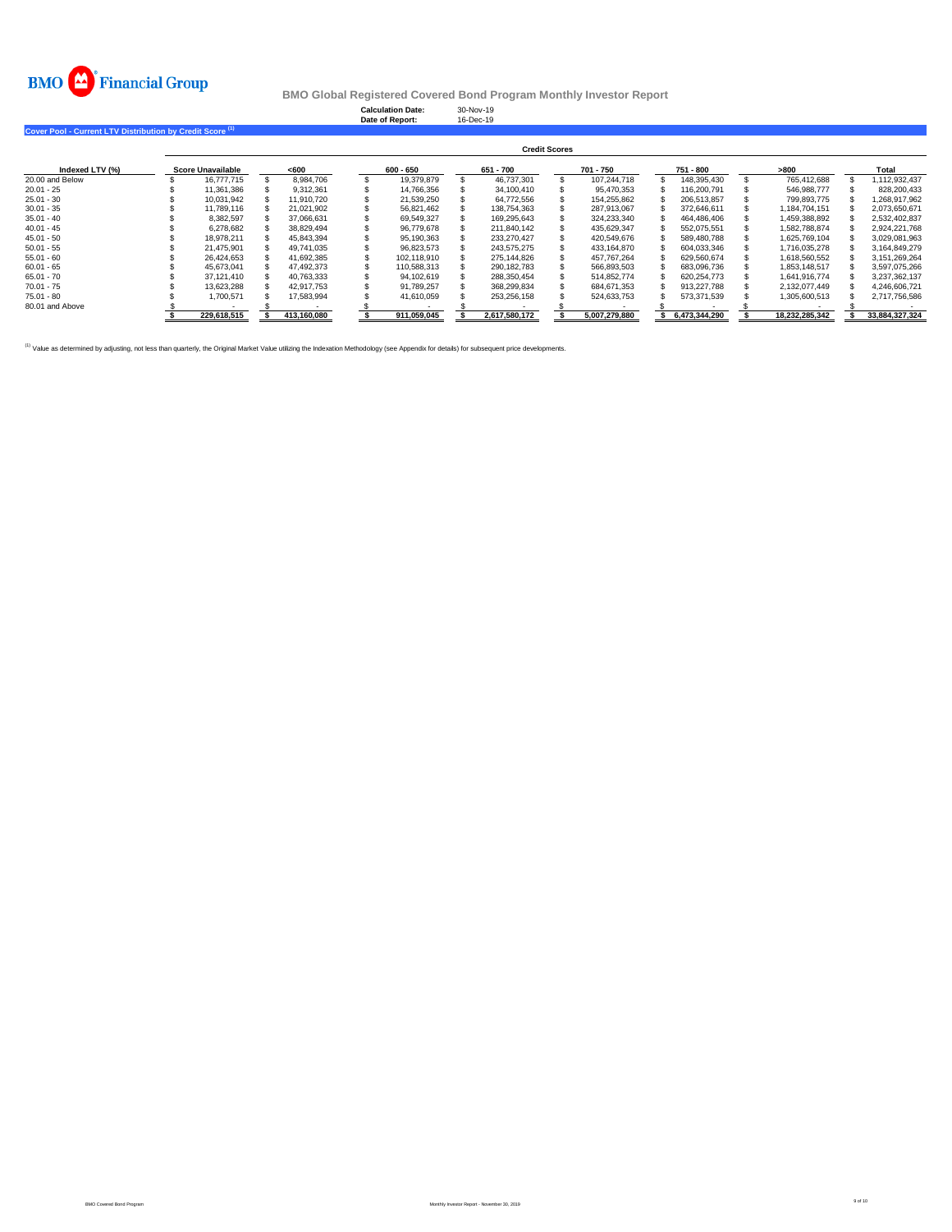# BMO Financial Group

## BMO Global Registered Covered Bond Program Monthly Investor Report

**Calculation Date:** 30-Nov-19
**Date of Report:** 16-Dec-19

### Cover Pool - Current LTV Distribution by Credit Score [(1)]

| Indexed LTV (%) | Credit Scores | | | | | | | |
|---|---|---|---|---|---|---|---|---|
| | Score Unavailable | <600 | 600 - 650 | 651 - 700 | 701 - 750 | 751 - 800 | >800 | Total |
| 20.00 and Below | $ 16,777,715 | $ 8,984,706 | $ 19,379,879 | $ 46,737,301 | $ 107,244,718 | $ 148,395,430 | $ 765,412,688 | $ 1,112,932,437 |
| 20.01 - 25 | $ 11,361,386 | $ 9,312,361 | $ 14,766,356 | $ 34,100,410 | $ 95,470,353 | $ 116,200,791 | $ 546,988,777 | $ 828,200,433 |
| 25.01 - 30 | $ 10,031,942 | $ 11,910,720 | $ 21,539,250 | $ 64,772,556 | $ 154,255,862 | $ 206,513,857 | $ 799,893,775 | $ 1,268,917,962 |
| 30.01 - 35 | $ 11,789,116 | $ 21,021,902 | $ 56,821,462 | $ 138,754,363 | $ 287,913,067 | $ 372,646,611 | $ 1,184,704,151 | $ 2,073,650,671 |
| 35.01 - 40 | $ 8,382,597 | $ 37,066,631 | $ 69,549,327 | $ 169,295,643 | $ 324,233,340 | $ 464,486,406 | $ 1,459,388,892 | $ 2,532,402,837 |
| 40.01 - 45 | $ 6,278,682 | $ 38,829,494 | $ 96,779,678 | $ 211,840,142 | $ 435,629,347 | $ 552,075,551 | $ 1,582,788,874 | $ 2,924,221,768 |
| 45.01 - 50 | $ 18,978,211 | $ 45,843,394 | $ 95,190,363 | $ 233,270,427 | $ 420,549,676 | $ 589,480,788 | $ 1,625,769,104 | $ 3,029,081,963 |
| 50.01 - 55 | $ 21,475,901 | $ 49,741,035 | $ 96,823,573 | $ 243,575,275 | $ 433,164,870 | $ 604,033,346 | $ 1,716,035,278 | $ 3,164,849,279 |
| 55.01 - 60 | $ 26,424,653 | $ 41,692,385 | $ 102,118,910 | $ 275,144,826 | $ 457,767,264 | $ 629,560,674 | $ 1,618,560,552 | $ 3,151,269,264 |
| 60.01 - 65 | $ 45,673,041 | $ 47,492,373 | $ 110,588,313 | $ 290,182,783 | $ 566,893,503 | $ 683,096,736 | $ 1,853,148,517 | $ 3,597,075,266 |
| 65.01 - 70 | $ 37,121,410 | $ 40,763,333 | $ 94,102,619 | $ 288,350,454 | $ 514,852,774 | $ 620,254,773 | $ 1,641,916,774 | $ 3,237,362,137 |
| 70.01 - 75 | $ 13,623,288 | $ 42,917,753 | $ 91,789,257 | $ 368,299,834 | $ 684,671,353 | $ 913,227,788 | $ 2,132,077,449 | $ 4,246,606,721 |
| 75.01 - 80 | $ 1,700,571 | $ 17,583,994 | $ 41,610,059 | $ 253,256,158 | $ 524,633,753 | $ 573,371,539 | $ 1,305,600,513 | $ 2,717,756,586 |
| 80.01 and Above | $ - | $ - | $ - | $ - | $ - | $ - | $ - | $ - |
| | **$ 229,618,515** | **$ 413,160,080** | **$ 911,059,045** | **$ 2,617,580,172** | **$ 5,007,279,880** | **$ 6,473,344,290** | **$ 18,232,285,342** | **$ 33,884,327,324** |

[(1)] Value as determined by adjusting, not less than quarterly, the Original Market Value utilizing the Indexation Methodology (see Appendix for details) for subsequent price developments.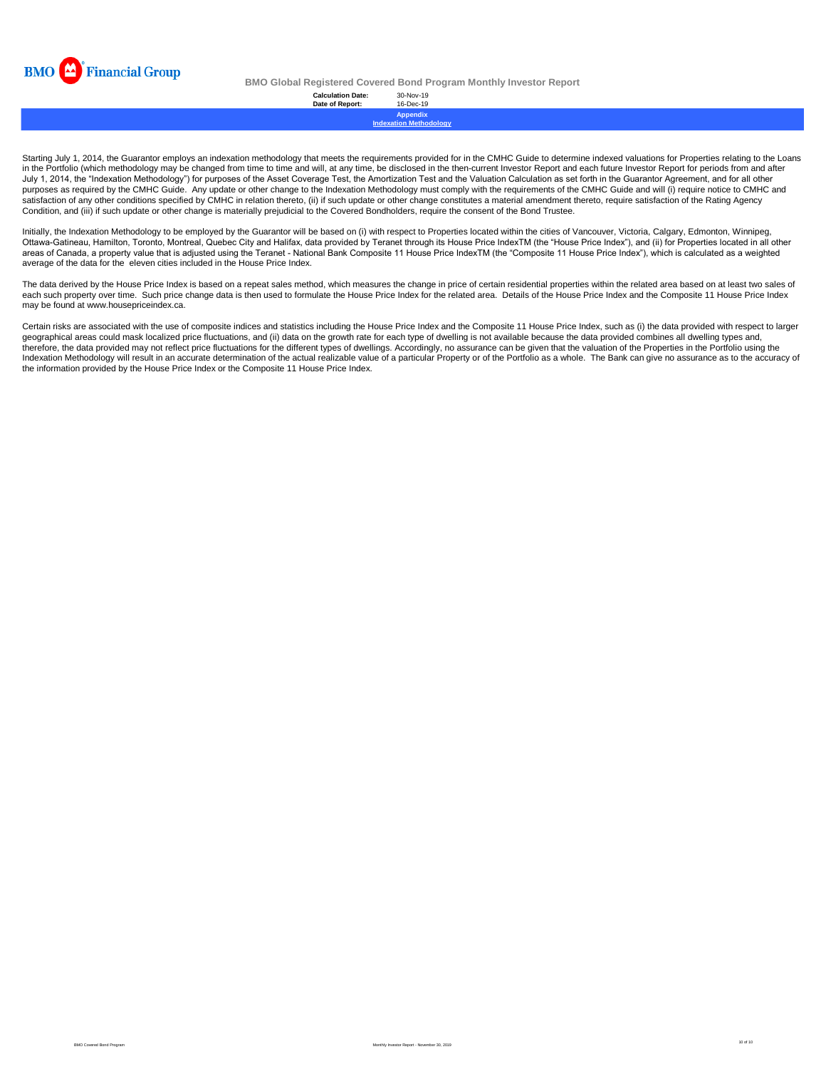BMO Financial Group

**BMO Global Registered Covered Bond Program Monthly Investor Report**

| | |
|---|---|
| **Calculation Date:** | 30-Nov-19 |
| **Date of Report:** | 16-Dec-19 |

## Appendix

### Indexation Methodology

Starting July 1, 2014, the Guarantor employs an indexation methodology that meets the requirements provided for in the CMHC Guide to determine indexed valuations for Properties relating to the Loans in the Portfolio (which methodology may be changed from time to time and will, at any time, be disclosed in the then-current Investor Report and each future Investor Report for periods from and after July 1, 2014, the "Indexation Methodology") for purposes of the Asset Coverage Test, the Amortization Test and the Valuation Calculation as set forth in the Guarantor Agreement, and for all other purposes as required by the CMHC Guide. Any update or other change to the Indexation Methodology must comply with the requirements of the CMHC Guide and will (i) require notice to CMHC and satisfaction of any other conditions specified by CMHC in relation thereto, (ii) if such update or other change constitutes a material amendment thereto, require satisfaction of the Rating Agency Condition, and (iii) if such update or other change is materially prejudicial to the Covered Bondholders, require the consent of the Bond Trustee.

Initially, the Indexation Methodology to be employed by the Guarantor will be based on (i) with respect to Properties located within the cities of Vancouver, Victoria, Calgary, Edmonton, Winnipeg, Ottawa-Gatineau, Hamilton, Toronto, Montreal, Quebec City and Halifax, data provided by Teranet through its House Price IndexTM (the "House Price Index"), and (ii) for Properties located in all other areas of Canada, a property value that is adjusted using the Teranet - National Bank Composite 11 House Price IndexTM (the "Composite 11 House Price Index"), which is calculated as a weighted average of the data for the eleven cities included in the House Price Index.

The data derived by the House Price Index is based on a repeat sales method, which measures the change in price of certain residential properties within the related area based on at least two sales of each such property over time. Such price change data is then used to formulate the House Price Index for the related area. Details of the House Price Index and the Composite 11 House Price Index may be found at www.housepriceindex.ca.

Certain risks are associated with the use of composite indices and statistics including the House Price Index and the Composite 11 House Price Index, such as (i) the data provided with respect to larger geographical areas could mask localized price fluctuations, and (ii) data on the growth rate for each type of dwelling is not available because the data provided combines all dwelling types and, therefore, the data provided may not reflect price fluctuations for the different types of dwellings. Accordingly, no assurance can be given that the valuation of the Properties in the Portfolio using the Indexation Methodology will result in an accurate determination of the actual realizable value of a particular Property or of the Portfolio as a whole. The Bank can give no assurance as to the accuracy of the information provided by the House Price Index or the Composite 11 House Price Index.